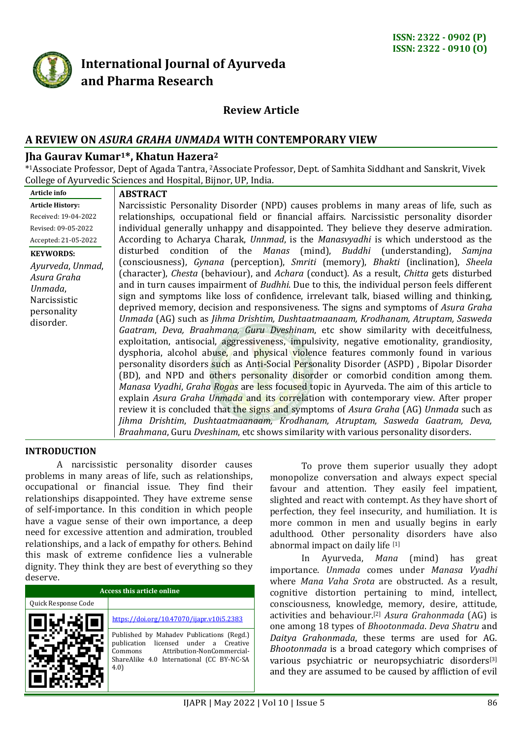ISSN: 2322 - 0902 (P)
ISSN: 2322 - 0910 (O)

# International Journal of Ayurveda and Pharma Research

## Review Article

# A REVIEW ON *ASURA GRAHA UNMADA* WITH CONTEMPORARY VIEW

**Jha Gaurav Kumar[1]\*, Khatun Hazera[2]**

\*[1]Associate Professor, Dept of Agada Tantra, [2]Associate Professor, Dept. of Samhita Siddhant and Sanskrit, Vivek College of Ayurvedic Sciences and Hospital, Bijnor, UP, India.

**Article info**

**Article History:**
Received: 19-04-2022
Revised: 09-05-2022
Accepted: 21-05-2022

**KEYWORDS:** *Ayurveda*, *Unmad*, *Asura Graha Unmada*, Narcissistic personality disorder.

**ABSTRACT**

Narcissistic Personality Disorder (NPD) causes problems in many areas of life, such as relationships, occupational field or financial affairs. Narcissistic personality disorder individual generally unhappy and disappointed. They believe they deserve admiration. According to Acharya Charak, *Unnmad*, is the *Manasvyadhi* is which understood as the disturbed condition of the *Manas* (mind), *Buddhi* (understanding), *Samjna* (consciousness), *Gynana* (perception), *Smriti* (memory), *Bhakti* (inclination), *Sheela* (character), *Chesta* (behaviour), and *Achara* (conduct). As a result, *Chitta* gets disturbed and in turn causes impairment of *Budhhi*. Due to this, the individual person feels different sign and symptoms like loss of confidence, irrelevant talk, biased willing and thinking, deprived memory, decision and responsiveness. The signs and symptoms of *Asura Graha Unmada* (AG) such as *Jihma Drishtim, Dushtaatmaanaam, Krodhanam, Atruptam, Sasweda Gaatram*, *Deva, Braahmana, Guru Dveshinam*, etc show similarity with deceitfulness, exploitation, antisocial, aggressiveness, impulsivity, negative emotionality, grandiosity, dysphoria, alcohol abuse, and physical violence features commonly found in various personality disorders such as Anti-Social Personality Disorder (ASPD) , Bipolar Disorder (BD), and NPD and others personality disorder or comorbid condition among them. *Manasa Vyadhi*, *Graha Rogas* are less focused topic in Ayurveda. The aim of this article to explain *Asura Graha Unmada* and its correlation with contemporary view. After proper review it is concluded that the signs and symptoms of *Asura Graha* (AG) *Unmada* such as *Jihma Drishtim*, *Dushtaatmaanaam, Krodhanam, Atruptam, Sasweda Gaatram, Deva, Braahmana*, Guru *Dveshinam*, etc shows similarity with various personality disorders.

## INTRODUCTION

A narcissistic personality disorder causes problems in many areas of life, such as relationships, occupational or financial issue. They find their relationships disappointed. They have extreme sense of self-importance. In this condition in which people have a vague sense of their own importance, a deep need for excessive attention and admiration, troubled relationships, and a lack of empathy for others. Behind this mask of extreme confidence lies a vulnerable dignity. They think they are best of everything so they deserve.

| Access this article online | |
|---|---|
| Quick Response Code | |
| | https://doi.org/10.47070/ijapr.v10i5.2383 |
| | Published by Mahadev Publications (Regd.) publication licensed under a Creative Commons Attribution-NonCommercial-ShareAlike 4.0 International (CC BY-NC-SA 4.0) |

To prove them superior usually they adopt monopolize conversation and always expect special favour and attention. They easily feel impatient, slighted and react with contempt. As they have short of perfection, they feel insecurity, and humiliation. It is more common in men and usually begins in early adulthood. Other personality disorders have also abnormal impact on daily life [1]

In Ayurveda, *Mana* (mind) has great importance. *Unmada* comes under *Manasa Vyadhi* where *Mana Vaha Srota* are obstructed. As a result, cognitive distortion pertaining to mind, intellect, consciousness, knowledge, memory, desire, attitude, activities and behaviour.[2] *Asura Grahonmada* (AG) is one among 18 types of *Bhootonmada*. *Deva Shatru* and *Daitya Grahonmada*, these terms are used for AG. *Bhootonmada* is a broad category which comprises of various psychiatric or neuropsychiatric disorders[3] and they are assumed to be caused by affliction of evil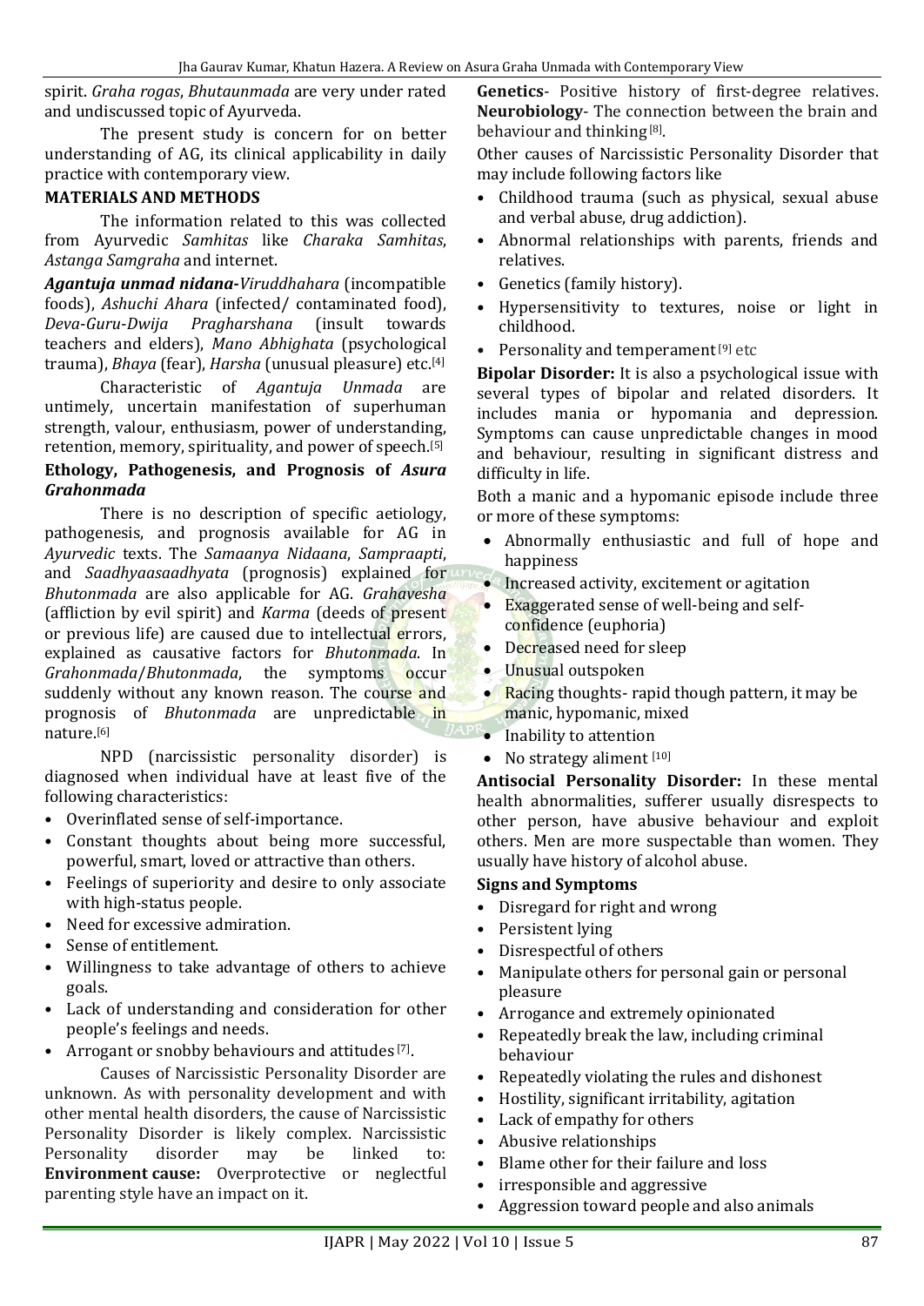spirit. *Graha rogas*, *Bhutaunmada* are very under rated and undiscussed topic of Ayurveda.

The present study is concern for on better understanding of AG, its clinical applicability in daily practice with contemporary view.

**MATERIALS AND METHODS**

The information related to this was collected from Ayurvedic *Samhitas* like *Charaka Samhitas*, *Astanga Samgraha* and internet.

***Agantuja unmad nidana-****Viruddhahara* (incompatible foods), *Ashuchi Ahara* (infected/ contaminated food), *Deva-Guru-Dwija Pragharshana* (insult towards teachers and elders), *Mano Abhighata* (psychological trauma), *Bhaya* (fear), *Harsha* (unusual pleasure) etc.[4]

Characteristic of *Agantuja Unmada* are untimely, uncertain manifestation of superhuman strength, valour, enthusiasm, power of understanding, retention, memory, spirituality, and power of speech.[5]

### Ethology, Pathogenesis, and Prognosis of *Asura Grahonmada*

There is no description of specific aetiology, pathogenesis, and prognosis available for AG in *Ayurvedic* texts. The *Samaanya Nidaana*, *Sampraapti*, and *Saadhyaasaadhyata* (prognosis) explained for *Bhutonmada* are also applicable for AG. *Grahavesha* (affliction by evil spirit) and *Karma* (deeds of present or previous life) are caused due to intellectual errors, explained as causative factors for *Bhutonmada*. In *Grahonmada*/*Bhutonmada*, the symptoms occur suddenly without any known reason. The course and prognosis of *Bhutonmada* are unpredictable in nature.[6]

NPD (narcissistic personality disorder) is diagnosed when individual have at least five of the following characteristics:

- Overinflated sense of self-importance.
- Constant thoughts about being more successful, powerful, smart, loved or attractive than others.
- Feelings of superiority and desire to only associate with high-status people.
- Need for excessive admiration.
- Sense of entitlement.
- Willingness to take advantage of others to achieve goals.
- Lack of understanding and consideration for other people's feelings and needs.
- Arrogant or snobby behaviours and attitudes [7].

Causes of Narcissistic Personality Disorder are unknown. As with personality development and with other mental health disorders, the cause of Narcissistic Personality Disorder is likely complex. Narcissistic Personality disorder may be linked to: **Environment cause:** Overprotective or neglectful parenting style have an impact on it.

**Genetics**- Positive history of first-degree relatives. **Neurobiology**- The connection between the brain and behaviour and thinking [8].

Other causes of Narcissistic Personality Disorder that may include following factors like

- Childhood trauma (such as physical, sexual abuse and verbal abuse, drug addiction).
- Abnormal relationships with parents, friends and relatives.
- Genetics (family history).
- Hypersensitivity to textures, noise or light in childhood.
- Personality and temperament [9] etc

**Bipolar Disorder:** It is also a psychological issue with several types of bipolar and related disorders. It includes mania or hypomania and depression. Symptoms can cause unpredictable changes in mood and behaviour, resulting in significant distress and difficulty in life.

Both a manic and a hypomanic episode include three or more of these symptoms:

- Abnormally enthusiastic and full of hope and happiness
- Increased activity, excitement or agitation
- Exaggerated sense of well-being and self-confidence (euphoria)
- Decreased need for sleep
- Unusual outspoken
- Racing thoughts- rapid though pattern, it may be manic, hypomanic, mixed
- Inability to attention
- No strategy aliment [10]

**Antisocial Personality Disorder:** In these mental health abnormalities, sufferer usually disrespects to other person, have abusive behaviour and exploit others. Men are more suspectable than women. They usually have history of alcohol abuse.

**Signs and Symptoms**

- Disregard for right and wrong
- Persistent lying
- Disrespectful of others
- Manipulate others for personal gain or personal pleasure
- Arrogance and extremely opinionated
- Repeatedly break the law, including criminal behaviour
- Repeatedly violating the rules and dishonest
- Hostility, significant irritability, agitation
- Lack of empathy for others
- Abusive relationships
- Blame other for their failure and loss
- irresponsible and aggressive
- Aggression toward people and also animals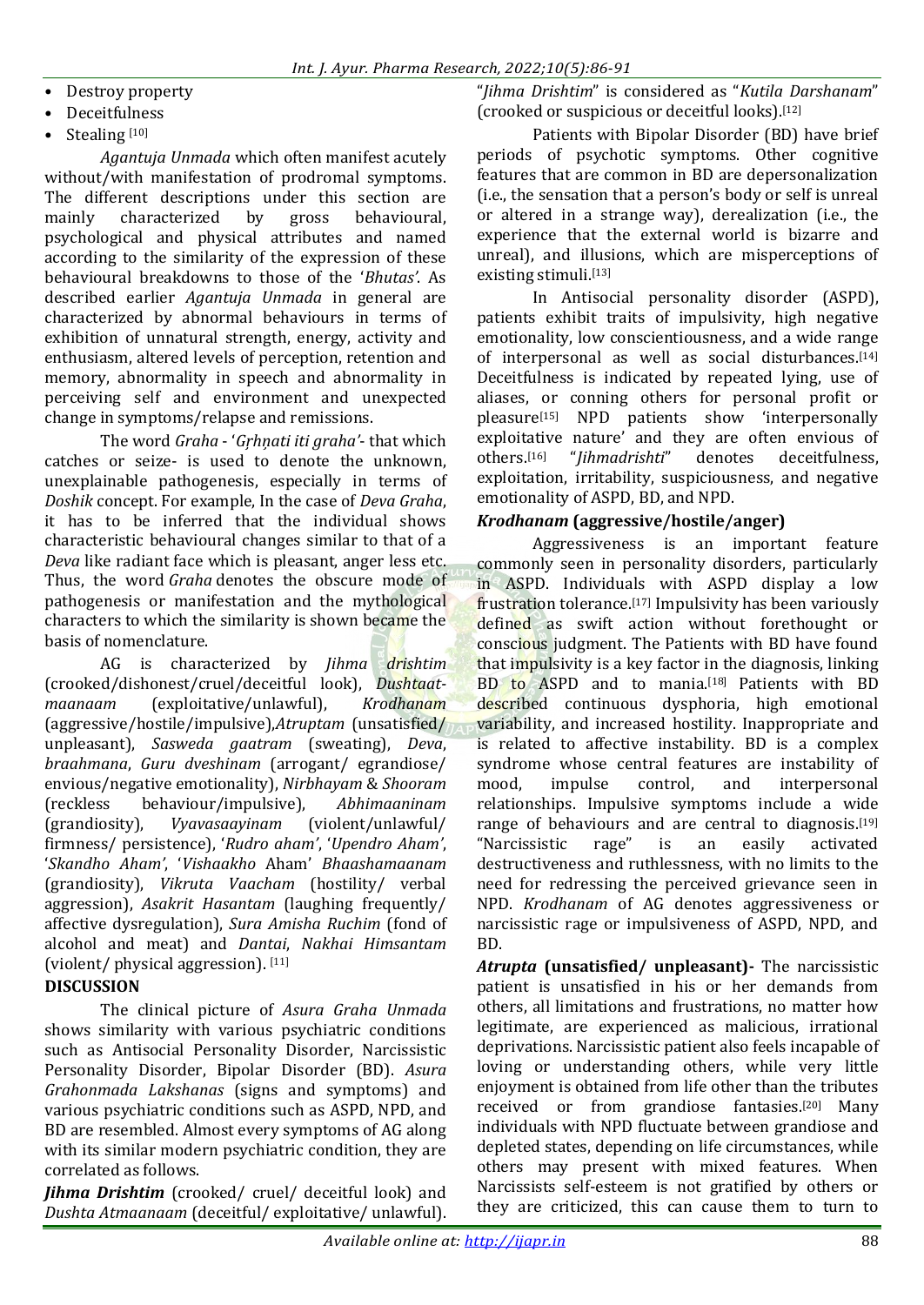- Destroy property
- Deceitfulness
- Stealing [10]

*Agantuja Unmada* which often manifest acutely without/with manifestation of prodromal symptoms. The different descriptions under this section are mainly characterized by gross behavioural, psychological and physical attributes and named according to the similarity of the expression of these behavioural breakdowns to those of the '*Bhutas'*. As described earlier *Agantuja Unmada* in general are characterized by abnormal behaviours in terms of exhibition of unnatural strength, energy, activity and enthusiasm, altered levels of perception, retention and memory, abnormality in speech and abnormality in perceiving self and environment and unexpected change in symptoms/relapse and remissions.

The word *Graha* - '*Gṛhṇati iti graha'*- that which catches or seize- is used to denote the unknown, unexplainable pathogenesis, especially in terms of *Doshik* concept. For example, In the case of *Deva Graha*, it has to be inferred that the individual shows characteristic behavioural changes similar to that of a *Deva* like radiant face which is pleasant, anger less etc. Thus, the word *Graha* denotes the obscure mode of pathogenesis or manifestation and the mythological characters to which the similarity is shown became the basis of nomenclature.

AG is characterized by *Jihma drishtim* (crooked/dishonest/cruel/deceitful look), *Dushtaat-maanaam* (exploitative/unlawful), *Krodhanam* (aggressive/hostile/impulsive),*Atruptam* (unsatisfied/ unpleasant), *Sasweda gaatram* (sweating), *Deva*, *braahmana*, *Guru dveshinam* (arrogant/ egrandiose/ envious/negative emotionality), *Nirbhayam* & *Shooram* (reckless behaviour/impulsive), *Abhimaaninam* (grandiosity), *Vyavasaayinam* (violent/unlawful/ firmness/ persistence), '*Rudro aham'*, '*Upendro Aham'*, '*Skandho Aham'*, '*Vishaakho* Aham' *Bhaashamaanam* (grandiosity), *Vikruta Vaacham* (hostility/ verbal aggression), *Asakrit Hasantam* (laughing frequently/ affective dysregulation), *Sura Amisha Ruchim* (fond of alcohol and meat) and *Dantai*, *Nakhai Himsantam* (violent/ physical aggression). [11]

## DISCUSSION

The clinical picture of *Asura Graha Unmada* shows similarity with various psychiatric conditions such as Antisocial Personality Disorder, Narcissistic Personality Disorder, Bipolar Disorder (BD). *Asura Grahonmada Lakshanas* (signs and symptoms) and various psychiatric conditions such as ASPD, NPD, and BD are resembled. Almost every symptoms of AG along with its similar modern psychiatric condition, they are correlated as follows.

***Jihma Drishtim*** (crooked/ cruel/ deceitful look) and *Dushta Atmaanaam* (deceitful/ exploitative/ unlawful). "*Jihma Drishtim*" is considered as "*Kutila Darshanam*" (crooked or suspicious or deceitful looks).[12]

Patients with Bipolar Disorder (BD) have brief periods of psychotic symptoms. Other cognitive features that are common in BD are depersonalization (i.e., the sensation that a person's body or self is unreal or altered in a strange way), derealization (i.e., the experience that the external world is bizarre and unreal), and illusions, which are misperceptions of existing stimuli.[13]

In Antisocial personality disorder (ASPD), patients exhibit traits of impulsivity, high negative emotionality, low conscientiousness, and a wide range of interpersonal as well as social disturbances.[14] Deceitfulness is indicated by repeated lying, use of aliases, or conning others for personal profit or pleasure[15] NPD patients show 'interpersonally exploitative nature' and they are often envious of others.[16] "*Jihmadrishti*" denotes deceitfulness, exploitation, irritability, suspiciousness, and negative emotionality of ASPD, BD, and NPD.

### *Krodhanam* (aggressive/hostile/anger)

Aggressiveness is an important feature commonly seen in personality disorders, particularly in ASPD. Individuals with ASPD display a low frustration tolerance.[17] Impulsivity has been variously defined as swift action without forethought or conscious judgment. The Patients with BD have found that impulsivity is a key factor in the diagnosis, linking BD to ASPD and to mania.[18] Patients with BD described continuous dysphoria, high emotional variability, and increased hostility. Inappropriate and is related to affective instability. BD is a complex syndrome whose central features are instability of mood, impulse control, and interpersonal relationships. Impulsive symptoms include a wide range of behaviours and are central to diagnosis.[19] "Narcissistic rage" is an easily activated destructiveness and ruthlessness, with no limits to the need for redressing the perceived grievance seen in NPD. *Krodhanam* of AG denotes aggressiveness or narcissistic rage or impulsiveness of ASPD, NPD, and BD.

***Atrupta* (unsatisfied/ unpleasant)-** The narcissistic patient is unsatisfied in his or her demands from others, all limitations and frustrations, no matter how legitimate, are experienced as malicious, irrational deprivations. Narcissistic patient also feels incapable of loving or understanding others, while very little enjoyment is obtained from life other than the tributes received or from grandiose fantasies.[20] Many individuals with NPD fluctuate between grandiose and depleted states, depending on life circumstances, while others may present with mixed features. When Narcissists self-esteem is not gratified by others or they are criticized, this can cause them to turn to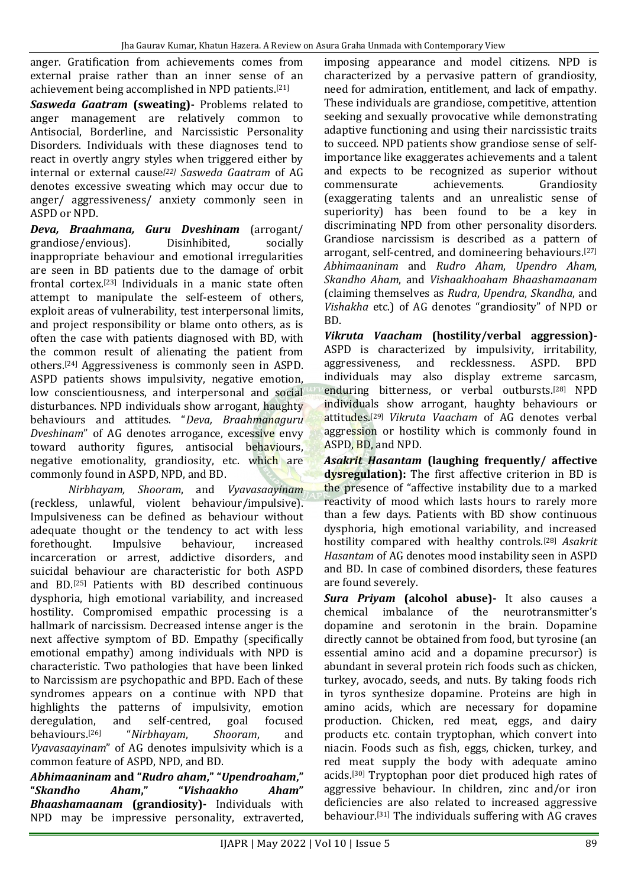anger. Gratification from achievements comes from external praise rather than an inner sense of an achievement being accomplished in NPD patients.[21]

***Sasweda Gaatram*** **(sweating)-** Problems related to anger management are relatively common to Antisocial, Borderline, and Narcissistic Personality Disorders. Individuals with these diagnoses tend to react in overtly angry styles when triggered either by internal or external cause[22] *Sasweda Gaatram* of AG denotes excessive sweating which may occur due to anger/ aggressiveness/ anxiety commonly seen in ASPD or NPD.

***Deva, Braahmana, Guru Dveshinam*** (arrogant/ grandiose/envious). Disinhibited, socially inappropriate behaviour and emotional irregularities are seen in BD patients due to the damage of orbit frontal cortex.[23] Individuals in a manic state often attempt to manipulate the self-esteem of others, exploit areas of vulnerability, test interpersonal limits, and project responsibility or blame onto others, as is often the case with patients diagnosed with BD, with the common result of alienating the patient from others.[24] Aggressiveness is commonly seen in ASPD. ASPD patients shows impulsivity, negative emotion, low conscientiousness, and interpersonal and social disturbances. NPD individuals show arrogant, haughty behaviours and attitudes. "*Deva, Braahmanaguru Dveshinam*" of AG denotes arrogance, excessive envy toward authority figures, antisocial behaviours, negative emotionality, grandiosity, etc. which are commonly found in ASPD, NPD, and BD.

*Nirbhayam, Shooram*, and *Vyavasaayinam* (reckless, unlawful, violent behaviour/impulsive). Impulsiveness can be defined as behaviour without adequate thought or the tendency to act with less forethought. Impulsive behaviour, increased incarceration or arrest, addictive disorders, and suicidal behaviour are characteristic for both ASPD and BD.[25] Patients with BD described continuous dysphoria, high emotional variability, and increased hostility. Compromised empathic processing is a hallmark of narcissism. Decreased intense anger is the next affective symptom of BD. Empathy (specifically emotional empathy) among individuals with NPD is characteristic. Two pathologies that have been linked to Narcissism are psychopathic and BPD. Each of these syndromes appears on a continue with NPD that highlights the patterns of impulsivity, emotion deregulation, and self-centred, goal focused behaviours.[26] "*Nirbhayam*, *Shooram*, and *Vyavasaayinam*" of AG denotes impulsivity which is a common feature of ASPD, NPD, and BD.

***Abhimaaninam*** **and "*Rudro aham*," "*Upendroaham*," "*Skandho Aham*," "*Vishaakho Aham*" *Bhaashamaanam*** **(grandiosity)-** Individuals with NPD may be impressive personality, extraverted, imposing appearance and model citizens. NPD is characterized by a pervasive pattern of grandiosity, need for admiration, entitlement, and lack of empathy. These individuals are grandiose, competitive, attention seeking and sexually provocative while demonstrating adaptive functioning and using their narcissistic traits to succeed. NPD patients show grandiose sense of self-importance like exaggerates achievements and a talent and expects to be recognized as superior without commensurate achievements. Grandiosity (exaggerating talents and an unrealistic sense of superiority) has been found to be a key in discriminating NPD from other personality disorders. Grandiose narcissism is described as a pattern of arrogant, self-centred, and domineering behaviours.[27] *Abhimaaninam* and *Rudro Aham*, *Upendro Aham*, *Skandho Aham*, and *Vishaakhoaham Bhaashamaanam* (claiming themselves as *Rudra*, *Upendra*, *Skandha*, and *Vishakha* etc.) of AG denotes "grandiosity" of NPD or BD.

***Vikruta Vaacham*** **(hostility/verbal aggression)-** ASPD is characterized by impulsivity, irritability, aggressiveness, and recklessness. ASPD. BPD individuals may also display extreme sarcasm, enduring bitterness, or verbal outbursts.[28] NPD individuals show arrogant, haughty behaviours or attitudes.[29] *Vikruta Vaacham* of AG denotes verbal aggression or hostility which is commonly found in ASPD, BD, and NPD.

***Asakrit Hasantam*** **(laughing frequently/ affective dysregulation):** The first affective criterion in BD is the presence of "affective instability due to a marked reactivity of mood which lasts hours to rarely more than a few days. Patients with BD show continuous dysphoria, high emotional variability, and increased hostility compared with healthy controls.[28] *Asakrit Hasantam* of AG denotes mood instability seen in ASPD and BD. In case of combined disorders, these features are found severely.

***Sura Priyam*** **(alcohol abuse)-** It also causes a chemical imbalance of the neurotransmitter's dopamine and serotonin in the brain. Dopamine directly cannot be obtained from food, but tyrosine (an essential amino acid and a dopamine precursor) is abundant in several protein rich foods such as chicken, turkey, avocado, seeds, and nuts. By taking foods rich in tyros synthesize dopamine. Proteins are high in amino acids, which are necessary for dopamine production. Chicken, red meat, eggs, and dairy products etc. contain tryptophan, which convert into niacin. Foods such as fish, eggs, chicken, turkey, and red meat supply the body with adequate amino acids.[30] Tryptophan poor diet produced high rates of aggressive behaviour. In children, zinc and/or iron deficiencies are also related to increased aggressive behaviour.[31] The individuals suffering with AG craves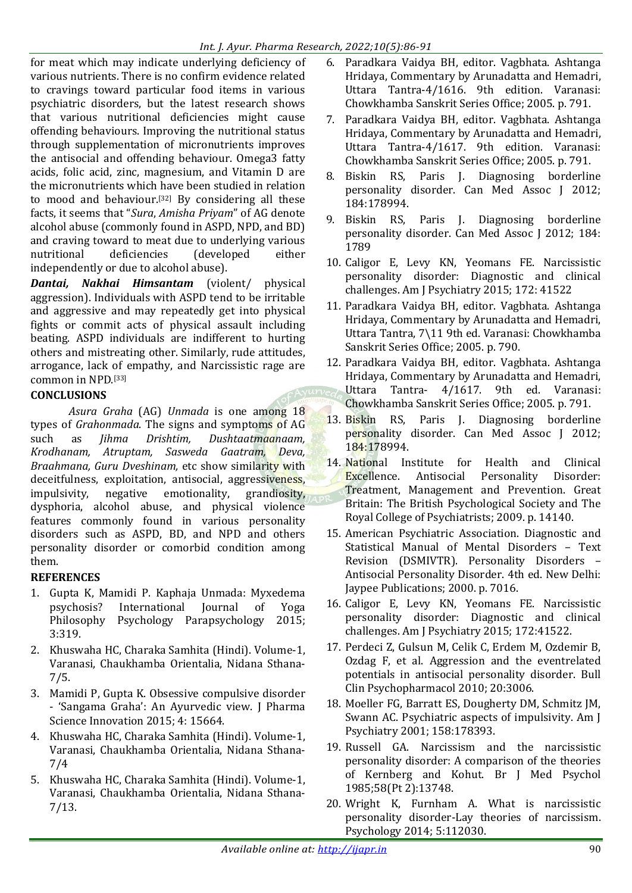for meat which may indicate underlying deficiency of various nutrients. There is no confirm evidence related to cravings toward particular food items in various psychiatric disorders, but the latest research shows that various nutritional deficiencies might cause offending behaviours. Improving the nutritional status through supplementation of micronutrients improves the antisocial and offending behaviour. Omega3 fatty acids, folic acid, zinc, magnesium, and Vitamin D are the micronutrients which have been studied in relation to mood and behaviour.[32] By considering all these facts, it seems that "*Sura*, *Amisha Priyam*" of AG denote alcohol abuse (commonly found in ASPD, NPD, and BD) and craving toward to meat due to underlying various nutritional deficiencies (developed either independently or due to alcohol abuse).

***Dantai, Nakhai Himsantam*** (violent/ physical aggression). Individuals with ASPD tend to be irritable and aggressive and may repeatedly get into physical fights or commit acts of physical assault including beating. ASPD individuals are indifferent to hurting others and mistreating other. Similarly, rude attitudes, arrogance, lack of empathy, and Narcissistic rage are common in NPD.[33]

## CONCLUSIONS

*Asura Graha* (AG) *Unmada* is one among 18 types of *Grahonmada*. The signs and symptoms of AG such as *Jihma Drishtim, Dushtaatmaanaam, Krodhanam, Atruptam, Sasweda Gaatram, Deva, Braahmana, Guru Dveshinam,* etc show similarity with deceitfulness, exploitation, antisocial, aggressiveness, impulsivity, negative emotionality, grandiosity, dysphoria, alcohol abuse, and physical violence features commonly found in various personality disorders such as ASPD, BD, and NPD and others personality disorder or comorbid condition among them.

## REFERENCES

1. Gupta K, Mamidi P. Kaphaja Unmada: Myxedema psychosis? International Journal of Yoga Philosophy Psychology Parapsychology 2015; 3:319.
2. Khuswaha HC, Charaka Samhita (Hindi). Volume-1, Varanasi, Chaukhamba Orientalia, Nidana Sthana-7/5.
3. Mamidi P, Gupta K. Obsessive compulsive disorder - 'Sangama Graha': An Ayurvedic view. J Pharma Science Innovation 2015; 4: 15664.
4. Khuswaha HC, Charaka Samhita (Hindi). Volume-1, Varanasi, Chaukhamba Orientalia, Nidana Sthana-7/4
5. Khuswaha HC, Charaka Samhita (Hindi). Volume-1, Varanasi, Chaukhamba Orientalia, Nidana Sthana-7/13.
6. Paradkara Vaidya BH, editor. Vagbhata. Ashtanga Hridaya, Commentary by Arunadatta and Hemadri, Uttara Tantra-4/1616. 9th edition. Varanasi: Chowkhamba Sanskrit Series Office; 2005. p. 791.
7. Paradkara Vaidya BH, editor. Vagbhata. Ashtanga Hridaya, Commentary by Arunadatta and Hemadri, Uttara Tantra-4/1617. 9th edition. Varanasi: Chowkhamba Sanskrit Series Office; 2005. p. 791.
8. Biskin RS, Paris J. Diagnosing borderline personality disorder. Can Med Assoc J 2012; 184:178994.
9. Biskin RS, Paris J. Diagnosing borderline personality disorder. Can Med Assoc J 2012; 184: 1789
10. Caligor E, Levy KN, Yeomans FE. Narcissistic personality disorder: Diagnostic and clinical challenges. Am J Psychiatry 2015; 172: 41522
11. Paradkara Vaidya BH, editor. Vagbhata. Ashtanga Hridaya, Commentary by Arunadatta and Hemadri, Uttara Tantra, 7\11 9th ed. Varanasi: Chowkhamba Sanskrit Series Office; 2005. p. 790.
12. Paradkara Vaidya BH, editor. Vagbhata. Ashtanga Hridaya, Commentary by Arunadatta and Hemadri, Uttara Tantra- 4/1617. 9th ed. Varanasi: Chowkhamba Sanskrit Series Office; 2005. p. 791.
13. Biskin RS, Paris J. Diagnosing borderline personality disorder. Can Med Assoc J 2012; 184:178994.
14. National Institute for Health and Clinical Excellence. Antisocial Personality Disorder: Treatment, Management and Prevention. Great Britain: The British Psychological Society and The Royal College of Psychiatrists; 2009. p. 14140.
15. American Psychiatric Association. Diagnostic and Statistical Manual of Mental Disorders – Text Revision (DSMIVTR). Personality Disorders – Antisocial Personality Disorder. 4th ed. New Delhi: Jaypee Publications; 2000. p. 7016.
16. Caligor E, Levy KN, Yeomans FE. Narcissistic personality disorder: Diagnostic and clinical challenges. Am J Psychiatry 2015; 172:41522.
17. Perdeci Z, Gulsun M, Celik C, Erdem M, Ozdemir B, Ozdag F, et al. Aggression and the eventrelated potentials in antisocial personality disorder. Bull Clin Psychopharmacol 2010; 20:3006.
18. Moeller FG, Barratt ES, Dougherty DM, Schmitz JM, Swann AC. Psychiatric aspects of impulsivity. Am J Psychiatry 2001; 158:178393.
19. Russell GA. Narcissism and the narcissistic personality disorder: A comparison of the theories of Kernberg and Kohut. Br J Med Psychol 1985;58(Pt 2):13748.
20. Wright K, Furnham A. What is narcissistic personality disorder-Lay theories of narcissism. Psychology 2014; 5:112030.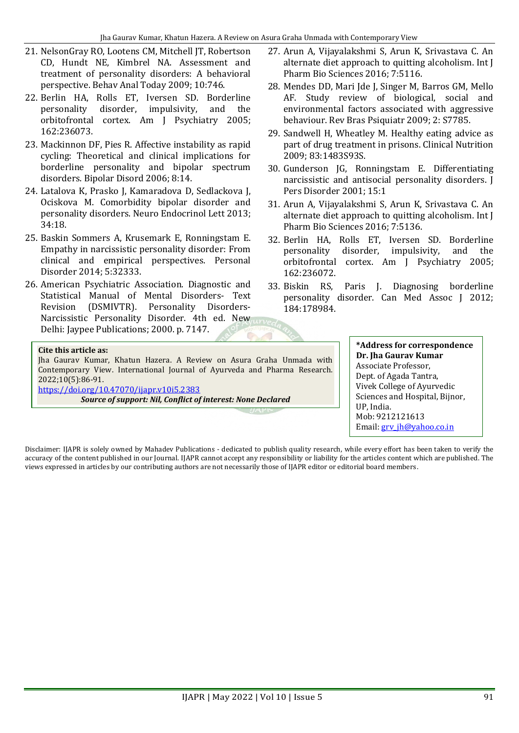21. NelsonGray RO, Lootens CM, Mitchell JT, Robertson CD, Hundt NE, Kimbrel NA. Assessment and treatment of personality disorders: A behavioral perspective. Behav Anal Today 2009; 10:746.
22. Berlin HA, Rolls ET, Iversen SD. Borderline personality disorder, impulsivity, and the orbitofrontal cortex. Am J Psychiatry 2005; 162:236073.
23. Mackinnon DF, Pies R. Affective instability as rapid cycling: Theoretical and clinical implications for borderline personality and bipolar spectrum disorders. Bipolar Disord 2006; 8:14.
24. Latalova K, Prasko J, Kamaradova D, Sedlackova J, Ociskova M. Comorbidity bipolar disorder and personality disorders. Neuro Endocrinol Lett 2013; 34:18.
25. Baskin Sommers A, Krusemark E, Ronningstam E. Empathy in narcissistic personality disorder: From clinical and empirical perspectives. Personal Disorder 2014; 5:32333.
26. American Psychiatric Association. Diagnostic and Statistical Manual of Mental Disorders- Text Revision (DSMIVTR). Personality Disorders-Narcissistic Personality Disorder. 4th ed. New Delhi: Jaypee Publications; 2000. p. 7147.
27. Arun A, Vijayalakshmi S, Arun K, Srivastava C. An alternate diet approach to quitting alcoholism. Int J Pharm Bio Sciences 2016; 7:5116.
28. Mendes DD, Mari Jde J, Singer M, Barros GM, Mello AF. Study review of biological, social and environmental factors associated with aggressive behaviour. Rev Bras Psiquiatr 2009; 2: S7785.
29. Sandwell H, Wheatley M. Healthy eating advice as part of drug treatment in prisons. Clinical Nutrition 2009; 83:1483S93S.
30. Gunderson JG, Ronningstam E. Differentiating narcissistic and antisocial personality disorders. J Pers Disorder 2001; 15:1
31. Arun A, Vijayalakshmi S, Arun K, Srivastava C. An alternate diet approach to quitting alcoholism. Int J Pharm Bio Sciences 2016; 7:5136.
32. Berlin HA, Rolls ET, Iversen SD. Borderline personality disorder, impulsivity, and the orbitofrontal cortex. Am J Psychiatry 2005; 162:236072.
33. Biskin RS, Paris J. Diagnosing borderline personality disorder. Can Med Assoc J 2012; 184:178984.

**Cite this article as:**
Jha Gaurav Kumar, Khatun Hazera. A Review on Asura Graha Unmada with Contemporary View. International Journal of Ayurveda and Pharma Research. 2022;10(5):86-91.
https://doi.org/10.47070/ijapr.v10i5.2383
***Source of support: Nil, Conflict of interest: None Declared***

**\*Address for correspondence**
**Dr. Jha Gaurav Kumar**
Associate Professor,
Dept. of Agada Tantra,
Vivek College of Ayurvedic Sciences and Hospital, Bijnor, UP, India.
Mob: 9212121613
Email: grv_jh@yahoo.co.in

Disclaimer: IJAPR is solely owned by Mahadev Publications - dedicated to publish quality research, while every effort has been taken to verify the accuracy of the content published in our Journal. IJAPR cannot accept any responsibility or liability for the articles content which are published. The views expressed in articles by our contributing authors are not necessarily those of IJAPR editor or editorial board members.